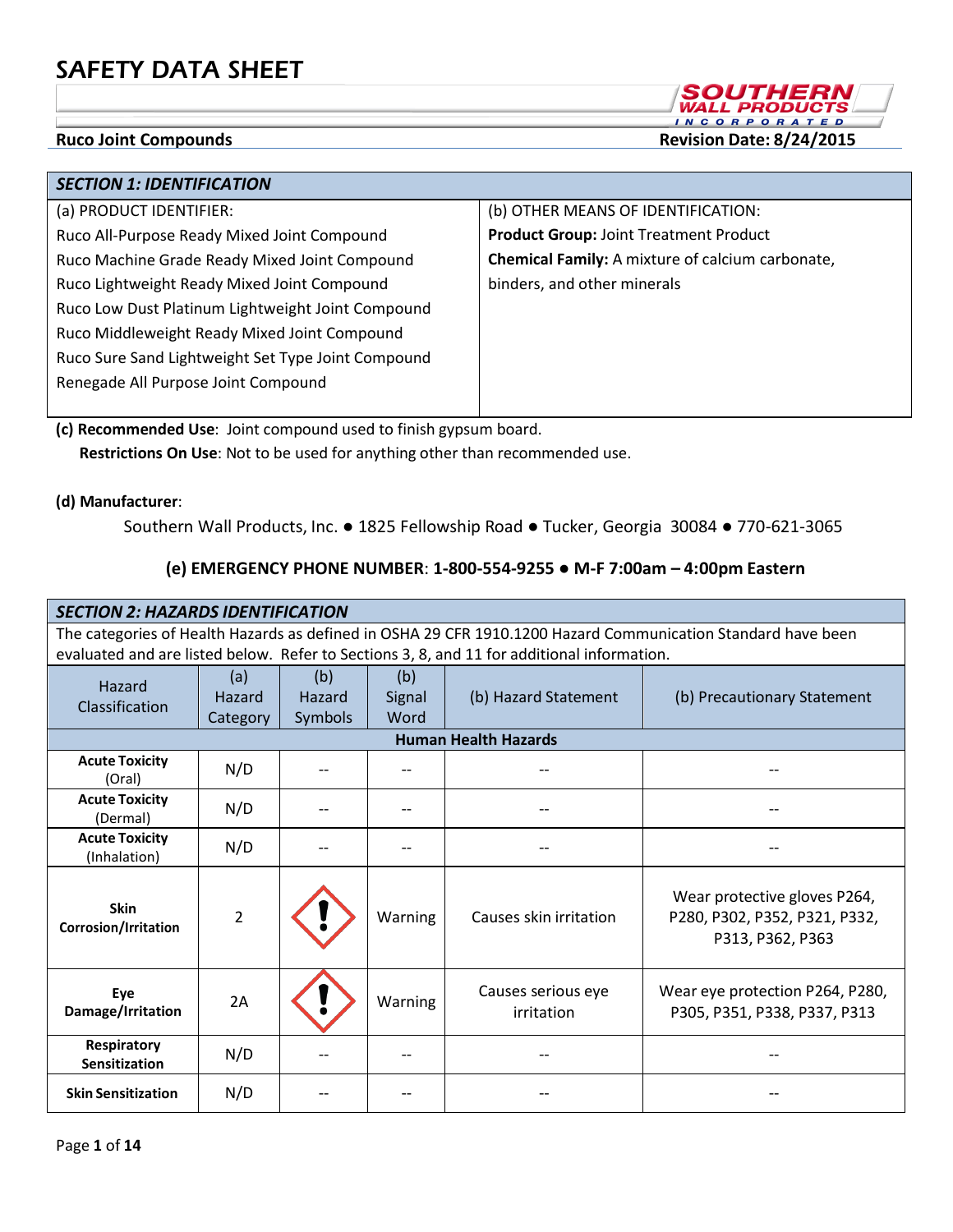# SAFETY DATA SHEET

**Ruco Joint Compounds** **Revision Date: 8/24/2015**

## *SECTION 1: IDENTIFICATION*

| (a) PRODUCT IDENTIFIER: | (b) OTHER MEANS OF IDENTIFICATION: |
|---|---|
| Ruco All-Purpose Ready Mixed Joint Compound<br>Ruco Machine Grade Ready Mixed Joint Compound<br>Ruco Lightweight Ready Mixed Joint Compound<br>Ruco Low Dust Platinum Lightweight Joint Compound<br>Ruco Middleweight Ready Mixed Joint Compound<br>Ruco Sure Sand Lightweight Set Type Joint Compound<br>Renegade All Purpose Joint Compound | **Product Group:** Joint Treatment Product<br>**Chemical Family:** A mixture of calcium carbonate, binders, and other minerals |

**(c) Recommended Use**: Joint compound used to finish gypsum board.
**Restrictions On Use**: Not to be used for anything other than recommended use.

**(d) Manufacturer**:

Southern Wall Products, Inc. ● 1825 Fellowship Road ● Tucker, Georgia 30084 ● 770-621-3065

**(e) EMERGENCY PHONE NUMBER**: **1-800-554-9255 ● M-F 7:00am – 4:00pm Eastern**

## *SECTION 2: HAZARDS IDENTIFICATION*

The categories of Health Hazards as defined in OSHA 29 CFR 1910.1200 Hazard Communication Standard have been evaluated and are listed below. Refer to Sections 3, 8, and 11 for additional information.

| Hazard Classification | (a) Hazard Category | (b) Hazard Symbols | (b) Signal Word | (b) Hazard Statement | (b) Precautionary Statement |
|---|---|---|---|---|---|
| **Human Health Hazards** | | | | | |
| **Acute Toxicity** (Oral) | N/D | -- | -- | -- | -- |
| **Acute Toxicity** (Dermal) | N/D | -- | -- | -- | -- |
| **Acute Toxicity** (Inhalation) | N/D | -- | -- | -- | -- |
| **Skin Corrosion/Irritation** | 2 | ! | Warning | Causes skin irritation | Wear protective gloves P264, P280, P302, P352, P321, P332, P313, P362, P363 |
| **Eye Damage/Irritation** | 2A | ! | Warning | Causes serious eye irritation | Wear eye protection P264, P280, P305, P351, P338, P337, P313 |
| **Respiratory Sensitization** | N/D | -- | -- | -- | -- |
| **Skin Sensitization** | N/D | -- | -- | -- | -- |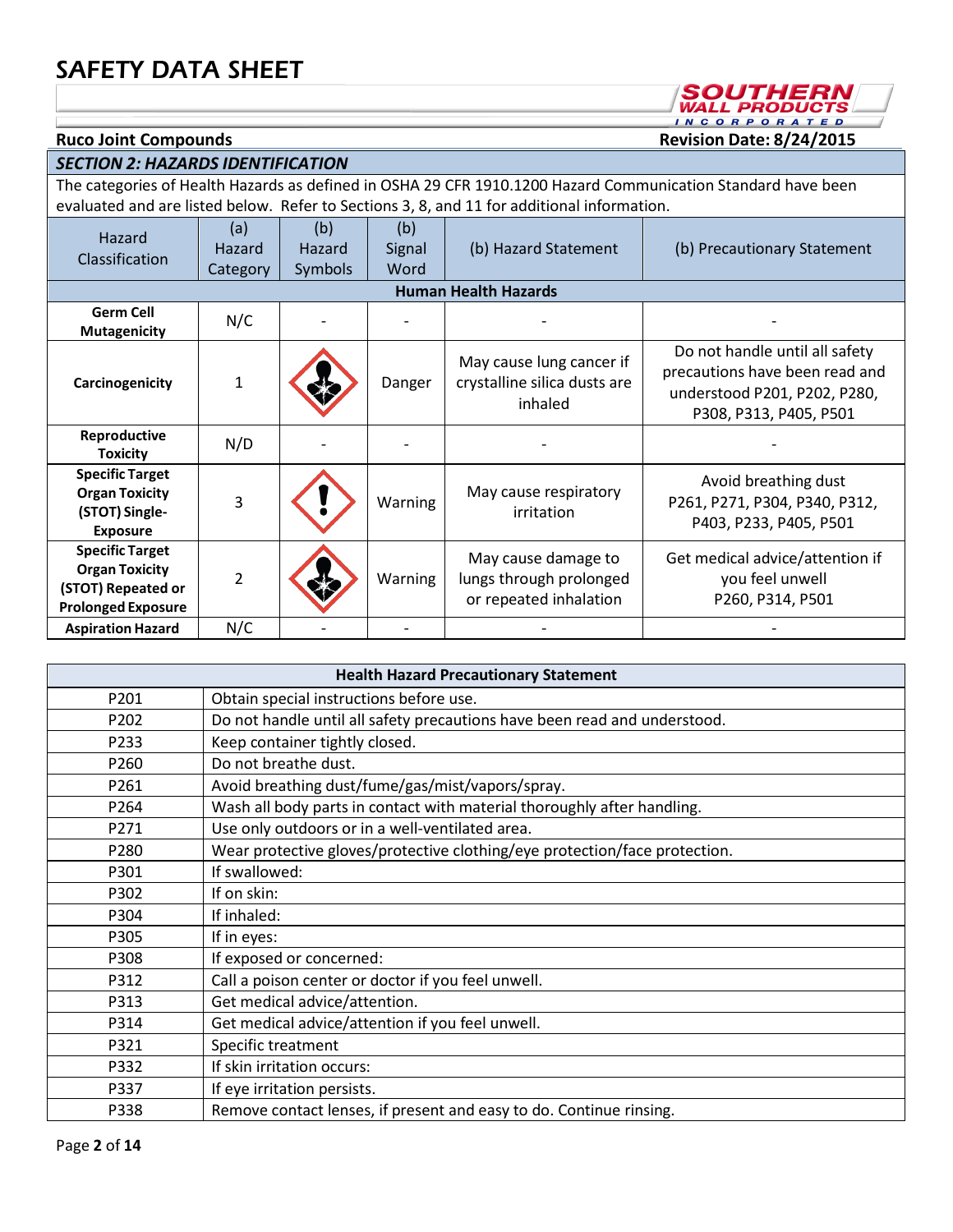# SAFETY DATA SHEET

**Ruco Joint Compounds** **Revision Date: 8/24/2015**

## *SECTION 2: HAZARDS IDENTIFICATION*

The categories of Health Hazards as defined in OSHA 29 CFR 1910.1200 Hazard Communication Standard have been evaluated and are listed below. Refer to Sections 3, 8, and 11 for additional information.

| Hazard Classification | (a) Hazard Category | (b) Hazard Symbols | (b) Signal Word | (b) Hazard Statement | (b) Precautionary Statement |
|---|---|---|---|---|---|
| **Human Health Hazards** | | | | | |
| **Germ Cell Mutagenicity** | N/C | - | - | - | - |
| **Carcinogenicity** | 1 | | Danger | May cause lung cancer if crystalline silica dusts are inhaled | Do not handle until all safety precautions have been read and understood P201, P202, P280, P308, P313, P405, P501 |
| **Reproductive Toxicity** | N/D | - | - | - | - |
| **Specific Target Organ Toxicity (STOT) Single-Exposure** | 3 | | Warning | May cause respiratory irritation | Avoid breathing dust P261, P271, P304, P340, P312, P403, P233, P405, P501 |
| **Specific Target Organ Toxicity (STOT) Repeated or Prolonged Exposure** | 2 | | Warning | May cause damage to lungs through prolonged or repeated inhalation | Get medical advice/attention if you feel unwell P260, P314, P501 |
| **Aspiration Hazard** | N/C | - | - | - | - |

| Health Hazard Precautionary Statement | |
|---|---|
| P201 | Obtain special instructions before use. |
| P202 | Do not handle until all safety precautions have been read and understood. |
| P233 | Keep container tightly closed. |
| P260 | Do not breathe dust. |
| P261 | Avoid breathing dust/fume/gas/mist/vapors/spray. |
| P264 | Wash all body parts in contact with material thoroughly after handling. |
| P271 | Use only outdoors or in a well-ventilated area. |
| P280 | Wear protective gloves/protective clothing/eye protection/face protection. |
| P301 | If swallowed: |
| P302 | If on skin: |
| P304 | If inhaled: |
| P305 | If in eyes: |
| P308 | If exposed or concerned: |
| P312 | Call a poison center or doctor if you feel unwell. |
| P313 | Get medical advice/attention. |
| P314 | Get medical advice/attention if you feel unwell. |
| P321 | Specific treatment |
| P332 | If skin irritation occurs: |
| P337 | If eye irritation persists. |
| P338 | Remove contact lenses, if present and easy to do. Continue rinsing. |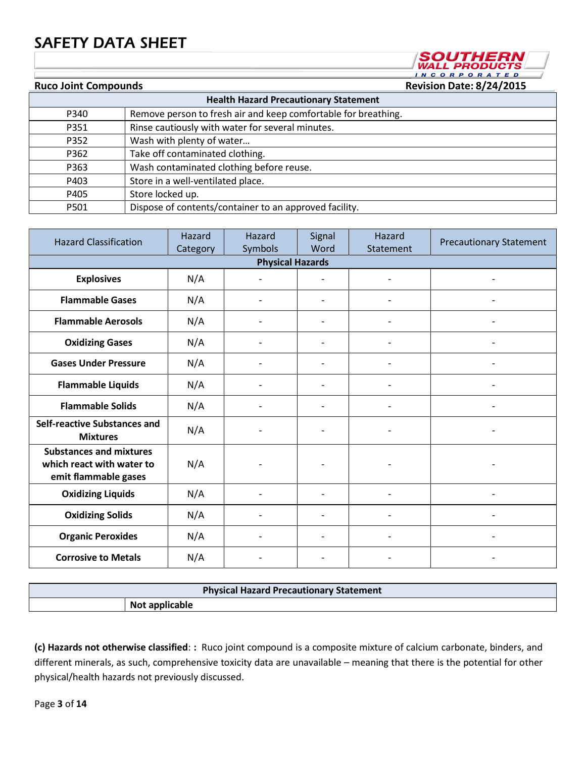| Health Hazard Precautionary Statement | |
|---|---|
| P340 | Remove person to fresh air and keep comfortable for breathing. |
| P351 | Rinse cautiously with water for several minutes. |
| P352 | Wash with plenty of water… |
| P362 | Take off contaminated clothing. |
| P363 | Wash contaminated clothing before reuse. |
| P403 | Store in a well-ventilated place. |
| P405 | Store locked up. |
| P501 | Dispose of contents/container to an approved facility. |

| Hazard Classification | Hazard Category | Hazard Symbols | Signal Word | Hazard Statement | Precautionary Statement |
|---|---|---|---|---|---|
| **Physical Hazards** | | | | | |
| **Explosives** | N/A | - | - | - | - |
| **Flammable Gases** | N/A | - | - | - | - |
| **Flammable Aerosols** | N/A | - | - | - | - |
| **Oxidizing Gases** | N/A | - | - | - | - |
| **Gases Under Pressure** | N/A | - | - | - | - |
| **Flammable Liquids** | N/A | - | - | - | - |
| **Flammable Solids** | N/A | - | - | - | - |
| **Self-reactive Substances and Mixtures** | N/A | - | - | - | - |
| **Substances and mixtures which react with water to emit flammable gases** | N/A | - | - | - | - |
| **Oxidizing Liquids** | N/A | - | - | - | - |
| **Oxidizing Solids** | N/A | - | - | - | - |
| **Organic Peroxides** | N/A | - | - | - | - |
| **Corrosive to Metals** | N/A | - | - | - | - |

| Physical Hazard Precautionary Statement | |
|---|---|
| | **Not applicable** |

**(c) Hazards not otherwise classified**: **:** Ruco joint compound is a composite mixture of calcium carbonate, binders, and different minerals, as such, comprehensive toxicity data are unavailable – meaning that there is the potential for other physical/health hazards not previously discussed.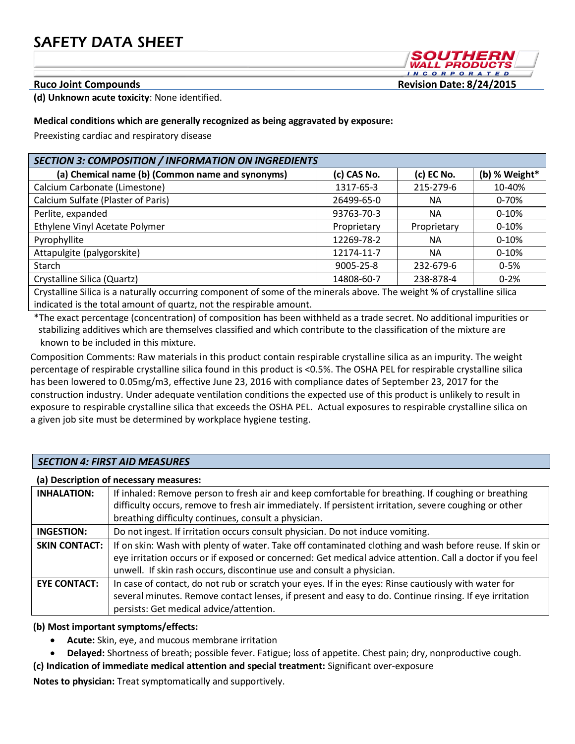**(d) Unknown acute toxicity**: None identified.

**Medical conditions which are generally recognized as being aggravated by exposure:**

Preexisting cardiac and respiratory disease

## SECTION 3: COMPOSITION / INFORMATION ON INGREDIENTS

| (a) Chemical name (b) (Common name and synonyms) | (c) CAS No. | (c) EC No. | (b) % Weight* |
|---|---|---|---|
| Calcium Carbonate (Limestone) | 1317-65-3 | 215-279-6 | 10-40% |
| Calcium Sulfate (Plaster of Paris) | 26499-65-0 | NA | 0-70% |
| Perlite, expanded | 93763-70-3 | NA | 0-10% |
| Ethylene Vinyl Acetate Polymer | Proprietary | Proprietary | 0-10% |
| Pyrophyllite | 12269-78-2 | NA | 0-10% |
| Attapulgite (palygorskite) | 12174-11-7 | NA | 0-10% |
| Starch | 9005-25-8 | 232-679-6 | 0-5% |
| Crystalline Silica (Quartz) | 14808-60-7 | 238-878-4 | 0-2% |
| Crystalline Silica is a naturally occurring component of some of the minerals above. The weight % of crystalline silica indicated is the total amount of quartz, not the respirable amount. | | | |

*The exact percentage (concentration) of composition has been withheld as a trade secret. No additional impurities or stabilizing additives which are themselves classified and which contribute to the classification of the mixture are known to be included in this mixture.

Composition Comments: Raw materials in this product contain respirable crystalline silica as an impurity. The weight percentage of respirable crystalline silica found in this product is <0.5%. The OSHA PEL for respirable crystalline silica has been lowered to 0.05mg/m3, effective June 23, 2016 with compliance dates of September 23, 2017 for the construction industry. Under adequate ventilation conditions the expected use of this product is unlikely to result in exposure to respirable crystalline silica that exceeds the OSHA PEL. Actual exposures to respirable crystalline silica on a given job site must be determined by workplace hygiene testing.

## SECTION 4: FIRST AID MEASURES

**(a) Description of necessary measures:**

| | |
|---|---|
| **INHALATION:** | If inhaled: Remove person to fresh air and keep comfortable for breathing. If coughing or breathing difficulty occurs, remove to fresh air immediately. If persistent irritation, severe coughing or other breathing difficulty continues, consult a physician. |
| **INGESTION:** | Do not ingest. If irritation occurs consult physician. Do not induce vomiting. |
| **SKIN CONTACT:** | If on skin: Wash with plenty of water. Take off contaminated clothing and wash before reuse. If skin or eye irritation occurs or if exposed or concerned: Get medical advice attention. Call a doctor if you feel unwell. If skin rash occurs, discontinue use and consult a physician. |
| **EYE CONTACT:** | In case of contact, do not rub or scratch your eyes. If in the eyes: Rinse cautiously with water for several minutes. Remove contact lenses, if present and easy to do. Continue rinsing. If eye irritation persists: Get medical advice/attention. |

**(b) Most important symptoms/effects:**

- **Acute:** Skin, eye, and mucous membrane irritation
- **Delayed:** Shortness of breath; possible fever. Fatigue; loss of appetite. Chest pain; dry, nonproductive cough.

**(c) Indication of immediate medical attention and special treatment:** Significant over-exposure

**Notes to physician:** Treat symptomatically and supportively.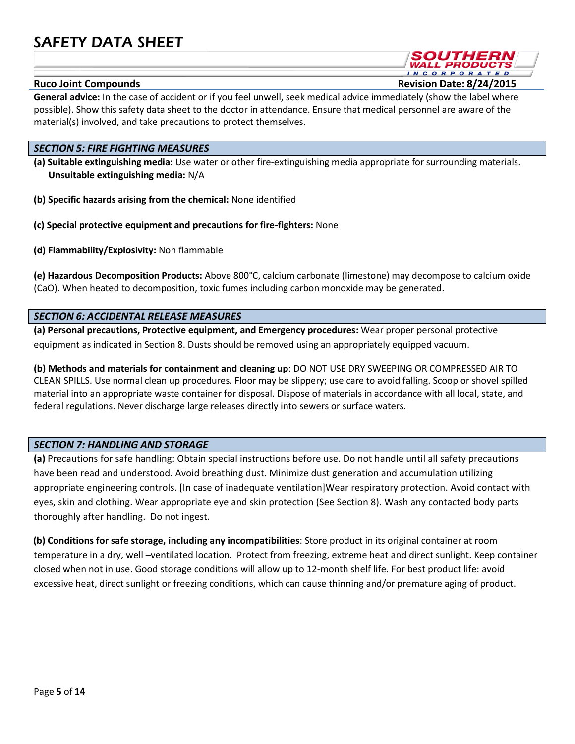**General advice:** In the case of accident or if you feel unwell, seek medical advice immediately (show the label where possible). Show this safety data sheet to the doctor in attendance. Ensure that medical personnel are aware of the material(s) involved, and take precautions to protect themselves.

## *SECTION 5: FIRE FIGHTING MEASURES*

**(a) Suitable extinguishing media:** Use water or other fire-extinguishing media appropriate for surrounding materials.
**Unsuitable extinguishing media:** N/A

**(b) Specific hazards arising from the chemical:** None identified

**(c) Special protective equipment and precautions for fire-fighters:** None

**(d) Flammability/Explosivity:** Non flammable

**(e) Hazardous Decomposition Products:** Above 800°C, calcium carbonate (limestone) may decompose to calcium oxide (CaO). When heated to decomposition, toxic fumes including carbon monoxide may be generated.

## *SECTION 6: ACCIDENTAL RELEASE MEASURES*

**(a) Personal precautions, Protective equipment, and Emergency procedures:** Wear proper personal protective equipment as indicated in Section 8. Dusts should be removed using an appropriately equipped vacuum.

**(b) Methods and materials for containment and cleaning up**: DO NOT USE DRY SWEEPING OR COMPRESSED AIR TO CLEAN SPILLS. Use normal clean up procedures. Floor may be slippery; use care to avoid falling. Scoop or shovel spilled material into an appropriate waste container for disposal. Dispose of materials in accordance with all local, state, and federal regulations. Never discharge large releases directly into sewers or surface waters.

## *SECTION 7: HANDLING AND STORAGE*

**(a)** Precautions for safe handling: Obtain special instructions before use. Do not handle until all safety precautions have been read and understood. Avoid breathing dust. Minimize dust generation and accumulation utilizing appropriate engineering controls. [In case of inadequate ventilation]Wear respiratory protection. Avoid contact with eyes, skin and clothing. Wear appropriate eye and skin protection (See Section 8). Wash any contacted body parts thoroughly after handling. Do not ingest.

**(b) Conditions for safe storage, including any incompatibilities**: Store product in its original container at room temperature in a dry, well –ventilated location. Protect from freezing, extreme heat and direct sunlight. Keep container closed when not in use. Good storage conditions will allow up to 12-month shelf life. For best product life: avoid excessive heat, direct sunlight or freezing conditions, which can cause thinning and/or premature aging of product.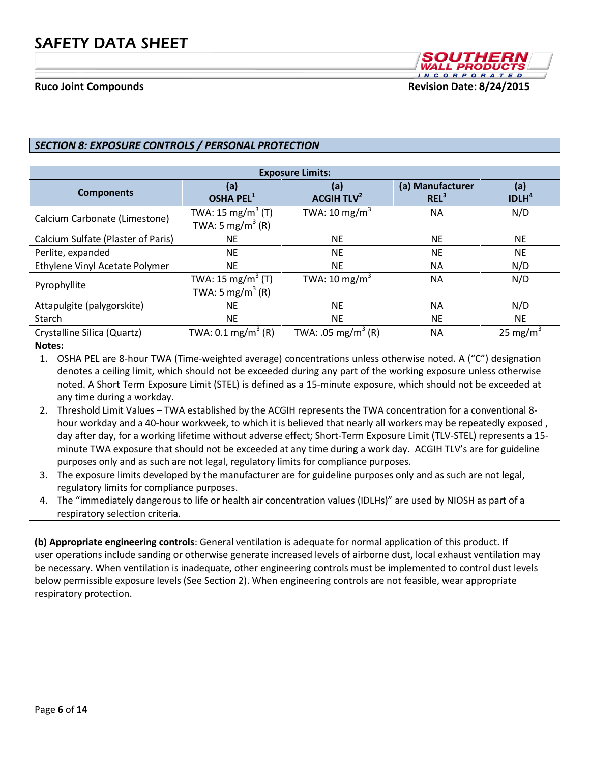## SECTION 8: EXPOSURE CONTROLS / PERSONAL PROTECTION

| Exposure Limits: | | | | |
|---|---|---|---|---|
| Components | (a) OSHA PEL[1] | (a) ACGIH TLV[2] | (a) Manufacturer REL[3] | (a) IDLH[4] |
| Calcium Carbonate (Limestone) | TWA: 15 $mg/m^3$ (T) TWA: 5 $mg/m^3$ (R) | TWA: 10 $mg/m^3$ | NA | N/D |
| Calcium Sulfate (Plaster of Paris) | NE | NE | NE | NE |
| Perlite, expanded | NE | NE | NE | NE |
| Ethylene Vinyl Acetate Polymer | NE | NE | NA | N/D |
| Pyrophyllite | TWA: 15 $mg/m^3$ (T) TWA: 5 $mg/m^3$ (R) | TWA: 10 $mg/m^3$ | NA | N/D |
| Attapulgite (palygorskite) | NE | NE | NA | N/D |
| Starch | NE | NE | NE | NE |
| Crystalline Silica (Quartz) | TWA: 0.1 $mg/m^3$ (R) | TWA: .05 $mg/m^3$ (R) | NA | 25 $mg/m^3$ |

**Notes:**

1. OSHA PEL are 8-hour TWA (Time-weighted average) concentrations unless otherwise noted. A ("C") designation denotes a ceiling limit, which should not be exceeded during any part of the working exposure unless otherwise noted. A Short Term Exposure Limit (STEL) is defined as a 15-minute exposure, which should not be exceeded at any time during a workday.
2. Threshold Limit Values – TWA established by the ACGIH represents the TWA concentration for a conventional 8-hour workday and a 40-hour workweek, to which it is believed that nearly all workers may be repeatedly exposed , day after day, for a working lifetime without adverse effect; Short-Term Exposure Limit (TLV-STEL) represents a 15-minute TWA exposure that should not be exceeded at any time during a work day. ACGIH TLV's are for guideline purposes only and as such are not legal, regulatory limits for compliance purposes.
3. The exposure limits developed by the manufacturer are for guideline purposes only and as such are not legal, regulatory limits for compliance purposes.
4. The "immediately dangerous to life or health air concentration values (IDLHs)" are used by NIOSH as part of a respiratory selection criteria.

**(b) Appropriate engineering controls**: General ventilation is adequate for normal application of this product. If user operations include sanding or otherwise generate increased levels of airborne dust, local exhaust ventilation may be necessary. When ventilation is inadequate, other engineering controls must be implemented to control dust levels below permissible exposure levels (See Section 2). When engineering controls are not feasible, wear appropriate respiratory protection.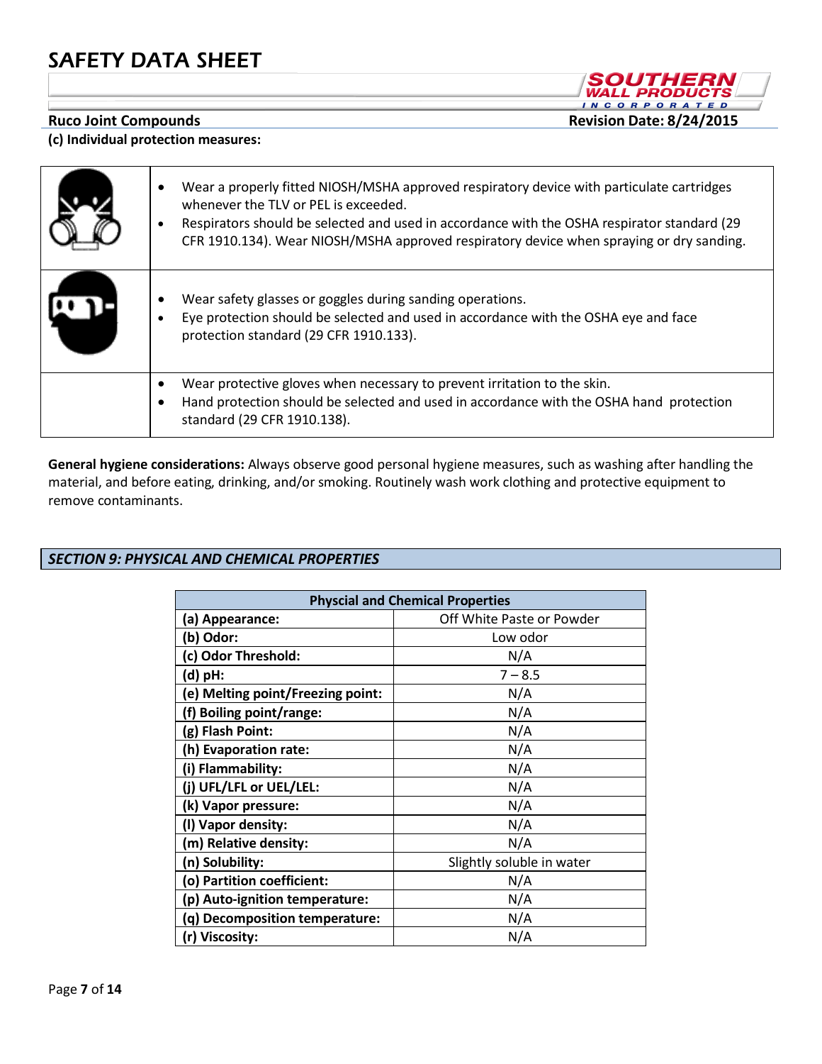**(c) Individual protection measures:**

| | |
|---|---|
| | • Wear a properly fitted NIOSH/MSHA approved respiratory device with particulate cartridges whenever the TLV or PEL is exceeded. • Respirators should be selected and used in accordance with the OSHA respirator standard (29 CFR 1910.134). Wear NIOSH/MSHA approved respiratory device when spraying or dry sanding. |
| | • Wear safety glasses or goggles during sanding operations. • Eye protection should be selected and used in accordance with the OSHA eye and face protection standard (29 CFR 1910.133). |
| | • Wear protective gloves when necessary to prevent irritation to the skin. • Hand protection should be selected and used in accordance with the OSHA hand protection standard (29 CFR 1910.138). |

**General hygiene considerations:** Always observe good personal hygiene measures, such as washing after handling the material, and before eating, drinking, and/or smoking. Routinely wash work clothing and protective equipment to remove contaminants.

## *SECTION 9: PHYSICAL AND CHEMICAL PROPERTIES*

| Physcial and Chemical Properties | |
|---|---|
| **(a) Appearance:** | Off White Paste or Powder |
| **(b) Odor:** | Low odor |
| **(c) Odor Threshold:** | N/A |
| **(d) pH:** | 7 – 8.5 |
| **(e) Melting point/Freezing point:** | N/A |
| **(f) Boiling point/range:** | N/A |
| **(g) Flash Point:** | N/A |
| **(h) Evaporation rate:** | N/A |
| **(i) Flammability:** | N/A |
| **(j) UFL/LFL or UEL/LEL:** | N/A |
| **(k) Vapor pressure:** | N/A |
| **(l) Vapor density:** | N/A |
| **(m) Relative density:** | N/A |
| **(n) Solubility:** | Slightly soluble in water |
| **(o) Partition coefficient:** | N/A |
| **(p) Auto-ignition temperature:** | N/A |
| **(q) Decomposition temperature:** | N/A |
| **(r) Viscosity:** | N/A |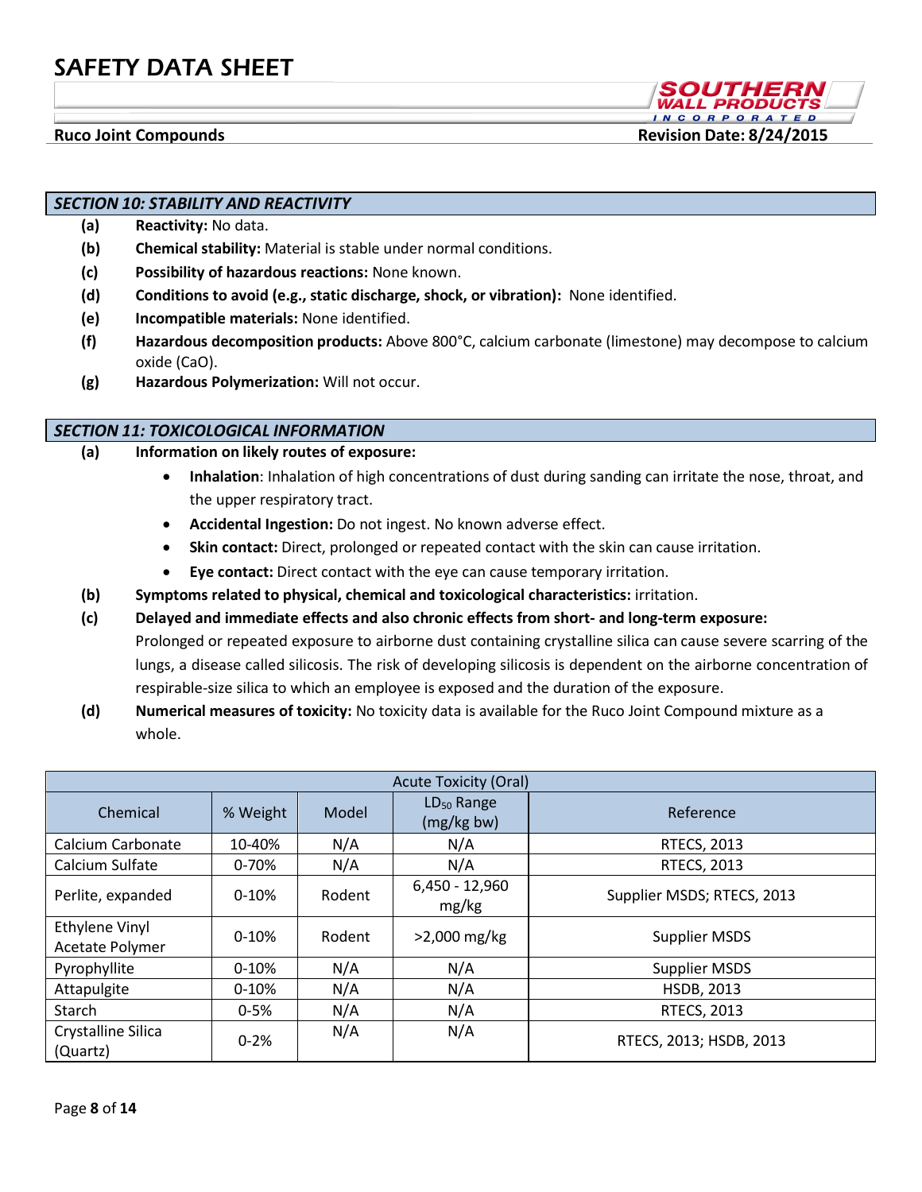## SECTION 10: STABILITY AND REACTIVITY

**(a)** **Reactivity:** No data.

**(b)** **Chemical stability:** Material is stable under normal conditions.

**(c)** **Possibility of hazardous reactions:** None known.

**(d)** **Conditions to avoid (e.g., static discharge, shock, or vibration):** None identified.

**(e)** **Incompatible materials:** None identified.

**(f)** **Hazardous decomposition products:** Above 800°C, calcium carbonate (limestone) may decompose to calcium oxide (CaO).

**(g)** **Hazardous Polymerization:** Will not occur.

## SECTION 11: TOXICOLOGICAL INFORMATION

**(a)** **Information on likely routes of exposure:**

- **Inhalation**: Inhalation of high concentrations of dust during sanding can irritate the nose, throat, and the upper respiratory tract.
- **Accidental Ingestion:** Do not ingest. No known adverse effect.
- **Skin contact:** Direct, prolonged or repeated contact with the skin can cause irritation.
- **Eye contact:** Direct contact with the eye can cause temporary irritation.

**(b)** **Symptoms related to physical, chemical and toxicological characteristics:** irritation.

**(c)** **Delayed and immediate effects and also chronic effects from short- and long-term exposure:**
Prolonged or repeated exposure to airborne dust containing crystalline silica can cause severe scarring of the lungs, a disease called silicosis. The risk of developing silicosis is dependent on the airborne concentration of respirable-size silica to which an employee is exposed and the duration of the exposure.

**(d)** **Numerical measures of toxicity:** No toxicity data is available for the Ruco Joint Compound mixture as a whole.

| Acute Toxicity (Oral) | | | | |
|---|---|---|---|---|
| Chemical | % Weight | Model | $LD_{50}$ Range (mg/kg bw) | Reference |
| Calcium Carbonate | 10-40% | N/A | N/A | RTECS, 2013 |
| Calcium Sulfate | 0-70% | N/A | N/A | RTECS, 2013 |
| Perlite, expanded | 0-10% | Rodent | 6,450 - 12,960 mg/kg | Supplier MSDS; RTECS, 2013 |
| Ethylene Vinyl Acetate Polymer | 0-10% | Rodent | >2,000 mg/kg | Supplier MSDS |
| Pyrophyllite | 0-10% | N/A | N/A | Supplier MSDS |
| Attapulgite | 0-10% | N/A | N/A | HSDB, 2013 |
| Starch | 0-5% | N/A | N/A | RTECS, 2013 |
| Crystalline Silica (Quartz) | 0-2% | N/A | N/A | RTECS, 2013; HSDB, 2013 |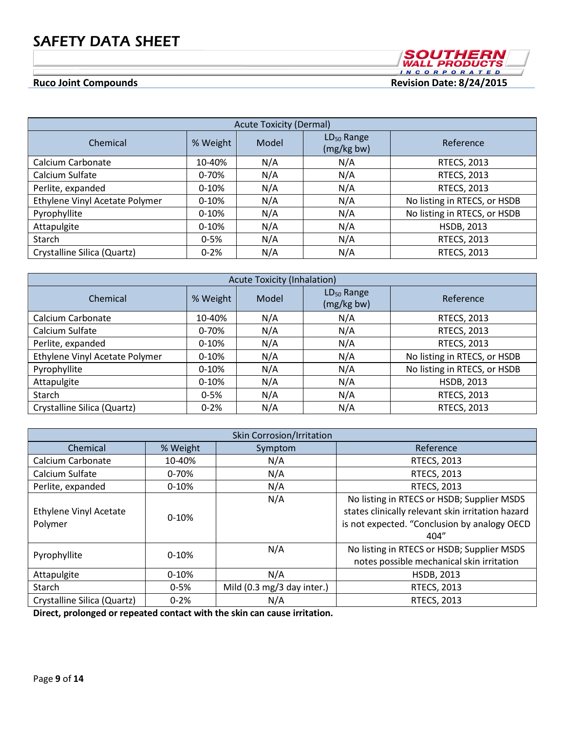| Acute Toxicity (Dermal) | | | | |
|---|---|---|---|---|
| Chemical | % Weight | Model | $LD_{50}$ Range (mg/kg bw) | Reference |
| Calcium Carbonate | 10-40% | N/A | N/A | RTECS, 2013 |
| Calcium Sulfate | 0-70% | N/A | N/A | RTECS, 2013 |
| Perlite, expanded | 0-10% | N/A | N/A | RTECS, 2013 |
| Ethylene Vinyl Acetate Polymer | 0-10% | N/A | N/A | No listing in RTECS, or HSDB |
| Pyrophyllite | 0-10% | N/A | N/A | No listing in RTECS, or HSDB |
| Attapulgite | 0-10% | N/A | N/A | HSDB, 2013 |
| Starch | 0-5% | N/A | N/A | RTECS, 2013 |
| Crystalline Silica (Quartz) | 0-2% | N/A | N/A | RTECS, 2013 |

| Acute Toxicity (Inhalation) | | | | |
|---|---|---|---|---|
| Chemical | % Weight | Model | $LD_{50}$ Range (mg/kg bw) | Reference |
| Calcium Carbonate | 10-40% | N/A | N/A | RTECS, 2013 |
| Calcium Sulfate | 0-70% | N/A | N/A | RTECS, 2013 |
| Perlite, expanded | 0-10% | N/A | N/A | RTECS, 2013 |
| Ethylene Vinyl Acetate Polymer | 0-10% | N/A | N/A | No listing in RTECS, or HSDB |
| Pyrophyllite | 0-10% | N/A | N/A | No listing in RTECS, or HSDB |
| Attapulgite | 0-10% | N/A | N/A | HSDB, 2013 |
| Starch | 0-5% | N/A | N/A | RTECS, 2013 |
| Crystalline Silica (Quartz) | 0-2% | N/A | N/A | RTECS, 2013 |

| Skin Corrosion/Irritation | | | |
|---|---|---|---|
| Chemical | % Weight | Symptom | Reference |
| Calcium Carbonate | 10-40% | N/A | RTECS, 2013 |
| Calcium Sulfate | 0-70% | N/A | RTECS, 2013 |
| Perlite, expanded | 0-10% | N/A | RTECS, 2013 |
| Ethylene Vinyl Acetate Polymer | 0-10% | N/A | No listing in RTECS or HSDB; Supplier MSDS states clinically relevant skin irritation hazard is not expected. "Conclusion by analogy OECD 404" |
| Pyrophyllite | 0-10% | N/A | No listing in RTECS or HSDB; Supplier MSDS notes possible mechanical skin irritation |
| Attapulgite | 0-10% | N/A | HSDB, 2013 |
| Starch | 0-5% | Mild (0.3 mg/3 day inter.) | RTECS, 2013 |
| Crystalline Silica (Quartz) | 0-2% | N/A | RTECS, 2013 |

**Direct, prolonged or repeated contact with the skin can cause irritation.**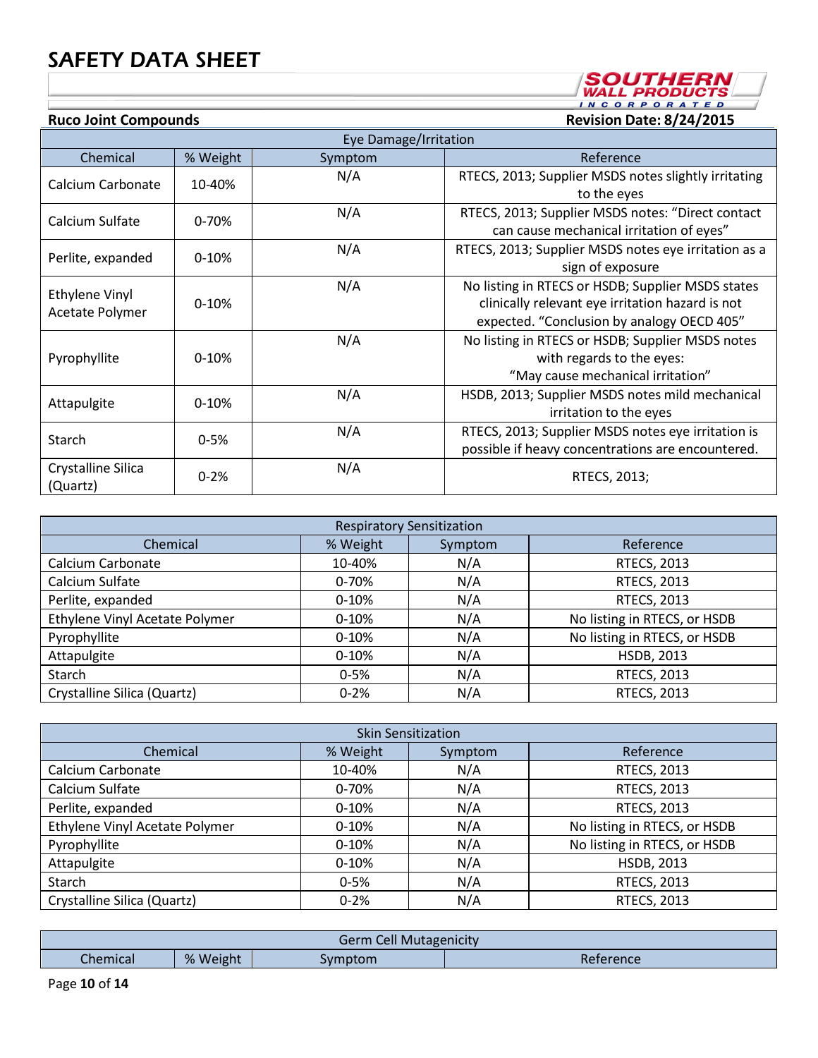| Eye Damage/Irritation | | | |
|---|---|---|---|
| Chemical | % Weight | Symptom | Reference |
| Calcium Carbonate | 10-40% | N/A | RTECS, 2013; Supplier MSDS notes slightly irritating to the eyes |
| Calcium Sulfate | 0-70% | N/A | RTECS, 2013; Supplier MSDS notes: "Direct contact can cause mechanical irritation of eyes" |
| Perlite, expanded | 0-10% | N/A | RTECS, 2013; Supplier MSDS notes eye irritation as a sign of exposure |
| Ethylene Vinyl Acetate Polymer | 0-10% | N/A | No listing in RTECS or HSDB; Supplier MSDS states clinically relevant eye irritation hazard is not expected. "Conclusion by analogy OECD 405" |
| Pyrophyllite | 0-10% | N/A | No listing in RTECS or HSDB; Supplier MSDS notes with regards to the eyes: "May cause mechanical irritation" |
| Attapulgite | 0-10% | N/A | HSDB, 2013; Supplier MSDS notes mild mechanical irritation to the eyes |
| Starch | 0-5% | N/A | RTECS, 2013; Supplier MSDS notes eye irritation is possible if heavy concentrations are encountered. |
| Crystalline Silica (Quartz) | 0-2% | N/A | RTECS, 2013; |

| Respiratory Sensitization | | | |
|---|---|---|---|
| Chemical | % Weight | Symptom | Reference |
| Calcium Carbonate | 10-40% | N/A | RTECS, 2013 |
| Calcium Sulfate | 0-70% | N/A | RTECS, 2013 |
| Perlite, expanded | 0-10% | N/A | RTECS, 2013 |
| Ethylene Vinyl Acetate Polymer | 0-10% | N/A | No listing in RTECS, or HSDB |
| Pyrophyllite | 0-10% | N/A | No listing in RTECS, or HSDB |
| Attapulgite | 0-10% | N/A | HSDB, 2013 |
| Starch | 0-5% | N/A | RTECS, 2013 |
| Crystalline Silica (Quartz) | 0-2% | N/A | RTECS, 2013 |

| Skin Sensitization | | | |
|---|---|---|---|
| Chemical | % Weight | Symptom | Reference |
| Calcium Carbonate | 10-40% | N/A | RTECS, 2013 |
| Calcium Sulfate | 0-70% | N/A | RTECS, 2013 |
| Perlite, expanded | 0-10% | N/A | RTECS, 2013 |
| Ethylene Vinyl Acetate Polymer | 0-10% | N/A | No listing in RTECS, or HSDB |
| Pyrophyllite | 0-10% | N/A | No listing in RTECS, or HSDB |
| Attapulgite | 0-10% | N/A | HSDB, 2013 |
| Starch | 0-5% | N/A | RTECS, 2013 |
| Crystalline Silica (Quartz) | 0-2% | N/A | RTECS, 2013 |

| Germ Cell Mutagenicity | | | |
|---|---|---|---|
| Chemical | % Weight | Symptom | Reference |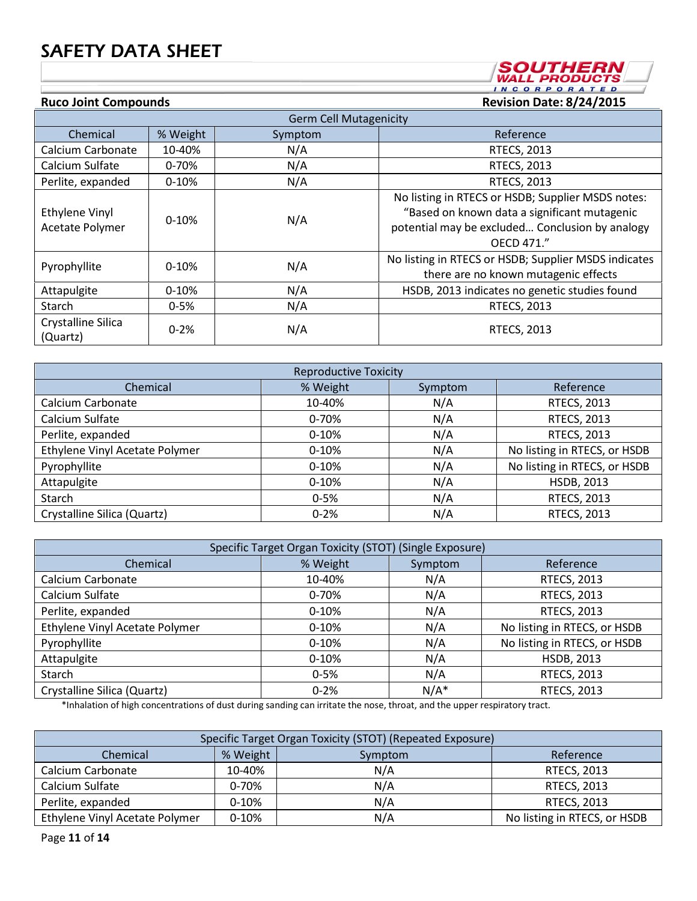| Germ Cell Mutagenicity | | | |
|---|---|---|---|
| Chemical | % Weight | Symptom | Reference |
| Calcium Carbonate | 10-40% | N/A | RTECS, 2013 |
| Calcium Sulfate | 0-70% | N/A | RTECS, 2013 |
| Perlite, expanded | 0-10% | N/A | RTECS, 2013 |
| Ethylene Vinyl Acetate Polymer | 0-10% | N/A | No listing in RTECS or HSDB; Supplier MSDS notes: "Based on known data a significant mutagenic potential may be excluded… Conclusion by analogy OECD 471." |
| Pyrophyllite | 0-10% | N/A | No listing in RTECS or HSDB; Supplier MSDS indicates there are no known mutagenic effects |
| Attapulgite | 0-10% | N/A | HSDB, 2013 indicates no genetic studies found |
| Starch | 0-5% | N/A | RTECS, 2013 |
| Crystalline Silica (Quartz) | 0-2% | N/A | RTECS, 2013 |

| Reproductive Toxicity | | | |
|---|---|---|---|
| Chemical | % Weight | Symptom | Reference |
| Calcium Carbonate | 10-40% | N/A | RTECS, 2013 |
| Calcium Sulfate | 0-70% | N/A | RTECS, 2013 |
| Perlite, expanded | 0-10% | N/A | RTECS, 2013 |
| Ethylene Vinyl Acetate Polymer | 0-10% | N/A | No listing in RTECS, or HSDB |
| Pyrophyllite | 0-10% | N/A | No listing in RTECS, or HSDB |
| Attapulgite | 0-10% | N/A | HSDB, 2013 |
| Starch | 0-5% | N/A | RTECS, 2013 |
| Crystalline Silica (Quartz) | 0-2% | N/A | RTECS, 2013 |

| Specific Target Organ Toxicity (STOT) (Single Exposure) | | | |
|---|---|---|---|
| Chemical | % Weight | Symptom | Reference |
| Calcium Carbonate | 10-40% | N/A | RTECS, 2013 |
| Calcium Sulfate | 0-70% | N/A | RTECS, 2013 |
| Perlite, expanded | 0-10% | N/A | RTECS, 2013 |
| Ethylene Vinyl Acetate Polymer | 0-10% | N/A | No listing in RTECS, or HSDB |
| Pyrophyllite | 0-10% | N/A | No listing in RTECS, or HSDB |
| Attapulgite | 0-10% | N/A | HSDB, 2013 |
| Starch | 0-5% | N/A | RTECS, 2013 |
| Crystalline Silica (Quartz) | 0-2% | N/A* | RTECS, 2013 |

*Inhalation of high concentrations of dust during sanding can irritate the nose, throat, and the upper respiratory tract.

| Specific Target Organ Toxicity (STOT) (Repeated Exposure) | | | |
|---|---|---|---|
| Chemical | % Weight | Symptom | Reference |
| Calcium Carbonate | 10-40% | N/A | RTECS, 2013 |
| Calcium Sulfate | 0-70% | N/A | RTECS, 2013 |
| Perlite, expanded | 0-10% | N/A | RTECS, 2013 |
| Ethylene Vinyl Acetate Polymer | 0-10% | N/A | No listing in RTECS, or HSDB |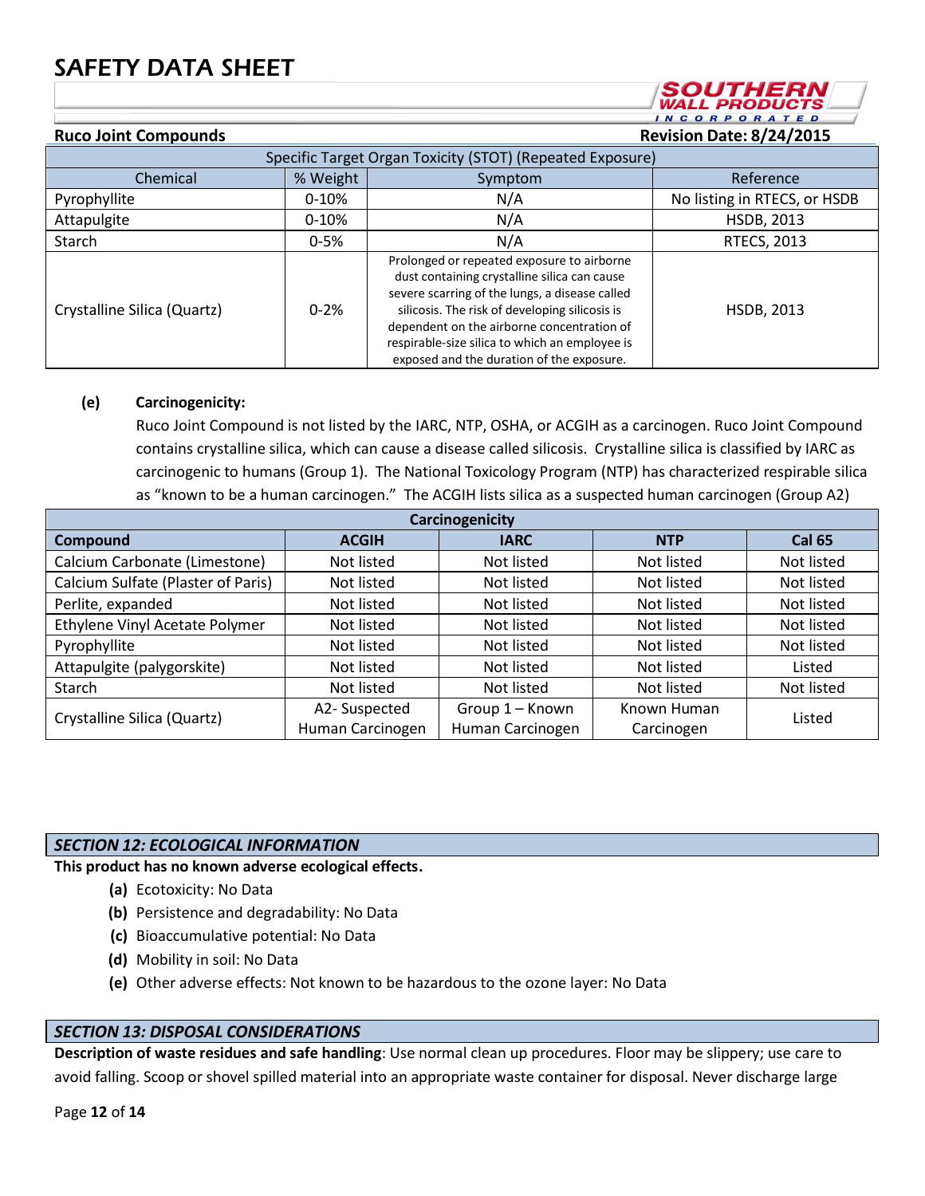| Specific Target Organ Toxicity (STOT) (Repeated Exposure) | | | |
|---|---|---|---|
| Chemical | % Weight | Symptom | Reference |
| Pyrophyllite | 0-10% | N/A | No listing in RTECS, or HSDB |
| Attapulgite | 0-10% | N/A | HSDB, 2013 |
| Starch | 0-5% | N/A | RTECS, 2013 |
| Crystalline Silica (Quartz) | 0-2% | Prolonged or repeated exposure to airborne dust containing crystalline silica can cause severe scarring of the lungs, a disease called silicosis. The risk of developing silicosis is dependent on the airborne concentration of respirable-size silica to which an employee is exposed and the duration of the exposure. | HSDB, 2013 |

**(e) Carcinogenicity:**

Ruco Joint Compound is not listed by the IARC, NTP, OSHA, or ACGIH as a carcinogen. Ruco Joint Compound contains crystalline silica, which can cause a disease called silicosis. Crystalline silica is classified by IARC as carcinogenic to humans (Group 1). The National Toxicology Program (NTP) has characterized respirable silica as "known to be a human carcinogen." The ACGIH lists silica as a suspected human carcinogen (Group A2)

| Carcinogenicity | | | | |
|---|---|---|---|---|
| **Compound** | **ACGIH** | **IARC** | **NTP** | **Cal 65** |
| Calcium Carbonate (Limestone) | Not listed | Not listed | Not listed | Not listed |
| Calcium Sulfate (Plaster of Paris) | Not listed | Not listed | Not listed | Not listed |
| Perlite, expanded | Not listed | Not listed | Not listed | Not listed |
| Ethylene Vinyl Acetate Polymer | Not listed | Not listed | Not listed | Not listed |
| Pyrophyllite | Not listed | Not listed | Not listed | Not listed |
| Attapulgite (palygorskite) | Not listed | Not listed | Not listed | Listed |
| Starch | Not listed | Not listed | Not listed | Not listed |
| Crystalline Silica (Quartz) | A2- Suspected Human Carcinogen | Group 1 – Known Human Carcinogen | Known Human Carcinogen | Listed |

## *SECTION 12: ECOLOGICAL INFORMATION*

**This product has no known adverse ecological effects.**

- **(a)** Ecotoxicity: No Data
- **(b)** Persistence and degradability: No Data
- **(c)** Bioaccumulative potential: No Data
- **(d)** Mobility in soil: No Data
- **(e)** Other adverse effects: Not known to be hazardous to the ozone layer: No Data

## *SECTION 13: DISPOSAL CONSIDERATIONS*

**Description of waste residues and safe handling**: Use normal clean up procedures. Floor may be slippery; use care to avoid falling. Scoop or shovel spilled material into an appropriate waste container for disposal. Never discharge large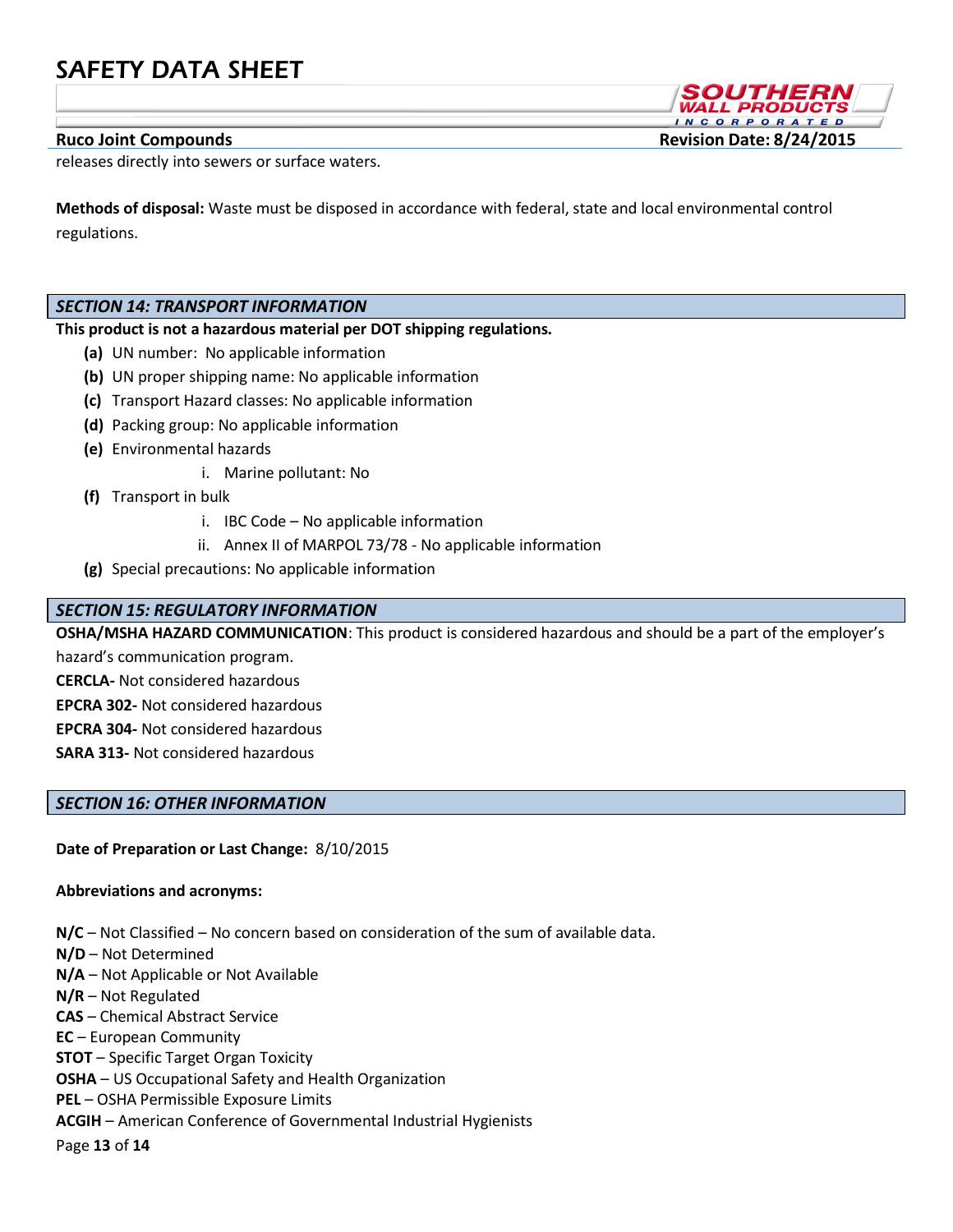releases directly into sewers or surface waters.

**Methods of disposal:** Waste must be disposed in accordance with federal, state and local environmental control regulations.

## *SECTION 14: TRANSPORT INFORMATION*

**This product is not a hazardous material per DOT shipping regulations.**

- **(a)** UN number: No applicable information
- **(b)** UN proper shipping name: No applicable information
- **(c)** Transport Hazard classes: No applicable information
- **(d)** Packing group: No applicable information
- **(e)** Environmental hazards
  - i. Marine pollutant: No
- **(f)** Transport in bulk
  - i. IBC Code – No applicable information
  - ii. Annex II of MARPOL 73/78 - No applicable information
- **(g)** Special precautions: No applicable information

## *SECTION 15: REGULATORY INFORMATION*

**OSHA/MSHA HAZARD COMMUNICATION**: This product is considered hazardous and should be a part of the employer's hazard's communication program.

**CERCLA-** Not considered hazardous

**EPCRA 302-** Not considered hazardous

**EPCRA 304-** Not considered hazardous

**SARA 313-** Not considered hazardous

## *SECTION 16: OTHER INFORMATION*

**Date of Preparation or Last Change:** 8/10/2015

**Abbreviations and acronyms:**

**N/C** – Not Classified – No concern based on consideration of the sum of available data.
**N/D** – Not Determined
**N/A** – Not Applicable or Not Available
**N/R** – Not Regulated
**CAS** – Chemical Abstract Service
**EC** – European Community
**STOT** – Specific Target Organ Toxicity
**OSHA** – US Occupational Safety and Health Organization
**PEL** – OSHA Permissible Exposure Limits
**ACGIH** – American Conference of Governmental Industrial Hygienists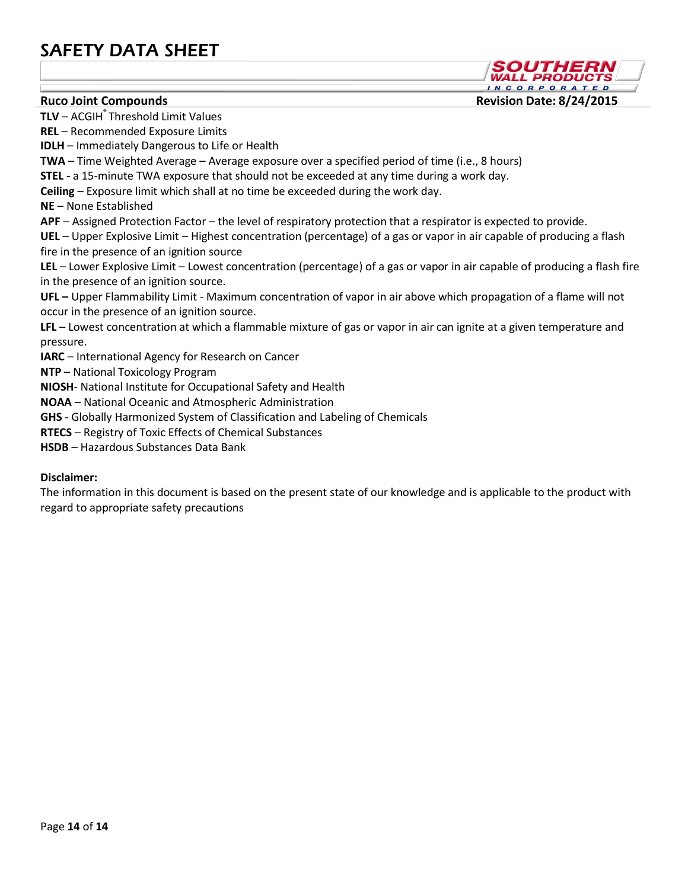**TLV** – ACGIH® Threshold Limit Values

**REL** – Recommended Exposure Limits

**IDLH** – Immediately Dangerous to Life or Health

**TWA** – Time Weighted Average – Average exposure over a specified period of time (i.e., 8 hours)

**STEL -** a 15-minute TWA exposure that should not be exceeded at any time during a work day.

**Ceiling** – Exposure limit which shall at no time be exceeded during the work day.

**NE** – None Established

**APF** – Assigned Protection Factor – the level of respiratory protection that a respirator is expected to provide.

**UEL** – Upper Explosive Limit – Highest concentration (percentage) of a gas or vapor in air capable of producing a flash fire in the presence of an ignition source

**LEL** – Lower Explosive Limit – Lowest concentration (percentage) of a gas or vapor in air capable of producing a flash fire in the presence of an ignition source.

**UFL –** Upper Flammability Limit - Maximum concentration of vapor in air above which propagation of a flame will not occur in the presence of an ignition source.

**LFL** – Lowest concentration at which a flammable mixture of gas or vapor in air can ignite at a given temperature and pressure.

**IARC** – International Agency for Research on Cancer

**NTP** – National Toxicology Program

**NIOSH**- National Institute for Occupational Safety and Health

**NOAA** – National Oceanic and Atmospheric Administration

**GHS** - Globally Harmonized System of Classification and Labeling of Chemicals

**RTECS** – Registry of Toxic Effects of Chemical Substances

**HSDB** – Hazardous Substances Data Bank

**Disclaimer:**

The information in this document is based on the present state of our knowledge and is applicable to the product with regard to appropriate safety precautions